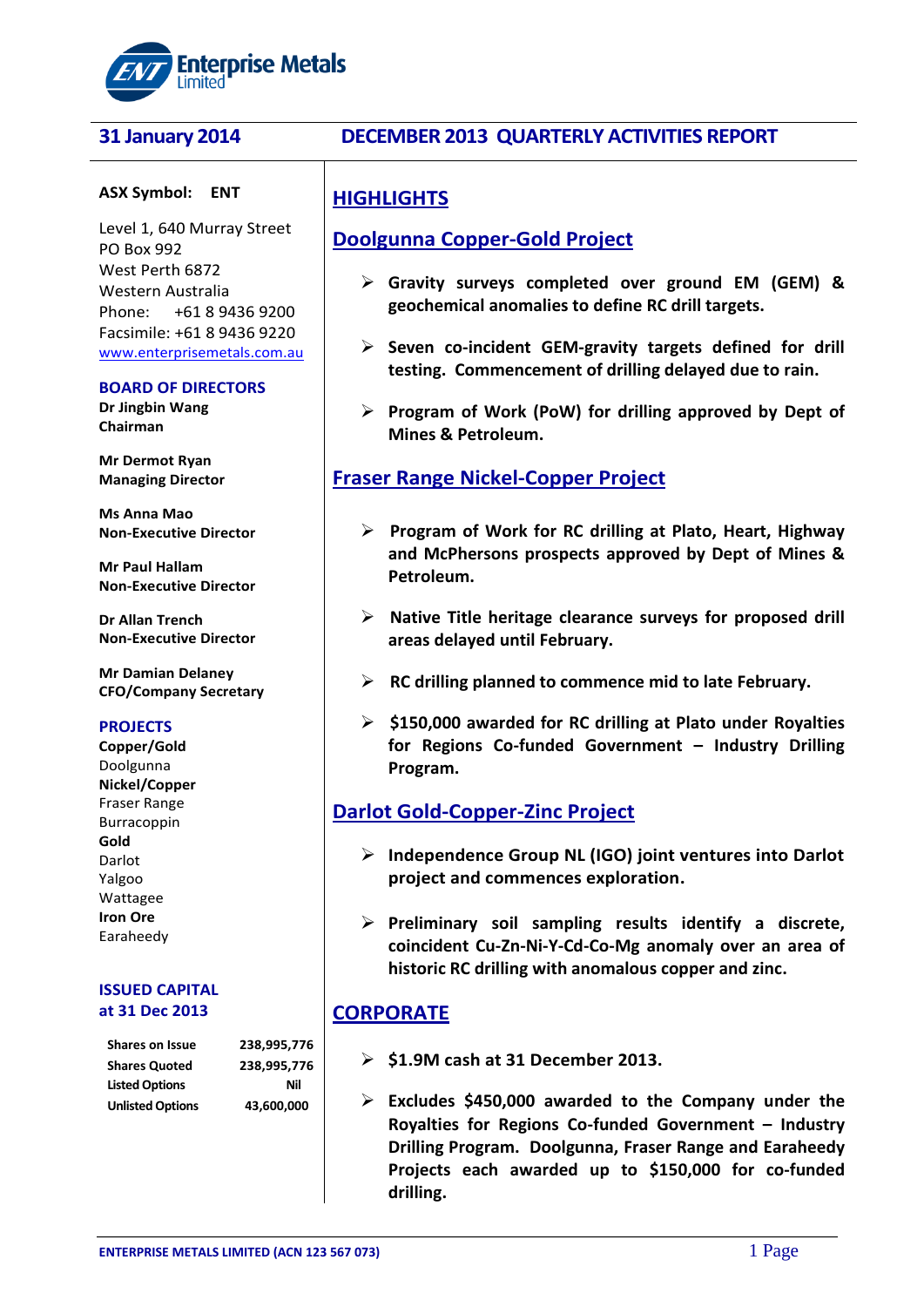**Enterprise Metals Limited**

**31 January 2014**

# DECEMBER 2013 QUARTERLY ACTIVITIES REPORT

**ASX Symbol: ENT**

Level 1, 640 Murray Street
PO Box 992
West Perth 6872
Western Australia
Phone: +61 8 9436 9200
Facsimile: +61 8 9436 9220
www.enterprisemetals.com.au

**BOARD OF DIRECTORS**

**Dr Jingbin Wang**
**Chairman**

**Mr Dermot Ryan**
**Managing Director**

**Ms Anna Mao**
**Non-Executive Director**

**Mr Paul Hallam**
**Non-Executive Director**

**Dr Allan Trench**
**Non-Executive Director**

**Mr Damian Delaney**
**CFO/Company Secretary**

**PROJECTS**

**Copper/Gold**
Doolgunna
**Nickel/Copper**
Fraser Range
Burracoppin
**Gold**
Darlot
Yalgoo
Wattagee
**Iron Ore**
Earaheedy

**ISSUED CAPITAL at 31 Dec 2013**

| | |
|---|---|
| Shares on Issue | 238,995,776 |
| Shares Quoted | 238,995,776 |
| Listed Options | Nil |
| Unlisted Options | 43,600,000 |

## HIGHLIGHTS

### Doolgunna Copper-Gold Project

- **Gravity surveys completed over ground EM (GEM) & geochemical anomalies to define RC drill targets.**
- **Seven co-incident GEM-gravity targets defined for drill testing. Commencement of drilling delayed due to rain.**
- **Program of Work (PoW) for drilling approved by Dept of Mines & Petroleum.**

### Fraser Range Nickel-Copper Project

- **Program of Work for RC drilling at Plato, Heart, Highway and McPhersons prospects approved by Dept of Mines & Petroleum.**
- **Native Title heritage clearance surveys for proposed drill areas delayed until February.**
- **RC drilling planned to commence mid to late February.**
- **$150,000 awarded for RC drilling at Plato under Royalties for Regions Co-funded Government – Industry Drilling Program.**

### Darlot Gold-Copper-Zinc Project

- **Independence Group NL (IGO) joint ventures into Darlot project and commences exploration.**
- **Preliminary soil sampling results identify a discrete, coincident Cu-Zn-Ni-Y-Cd-Co-Mg anomaly over an area of historic RC drilling with anomalous copper and zinc.**

## CORPORATE

- **$1.9M cash at 31 December 2013.**
- **Excludes $450,000 awarded to the Company under the Royalties for Regions Co-funded Government – Industry Drilling Program. Doolgunna, Fraser Range and Earaheedy Projects each awarded up to $150,000 for co-funded drilling.**

ENTERPRISE METALS LIMITED (ACN 123 567 073)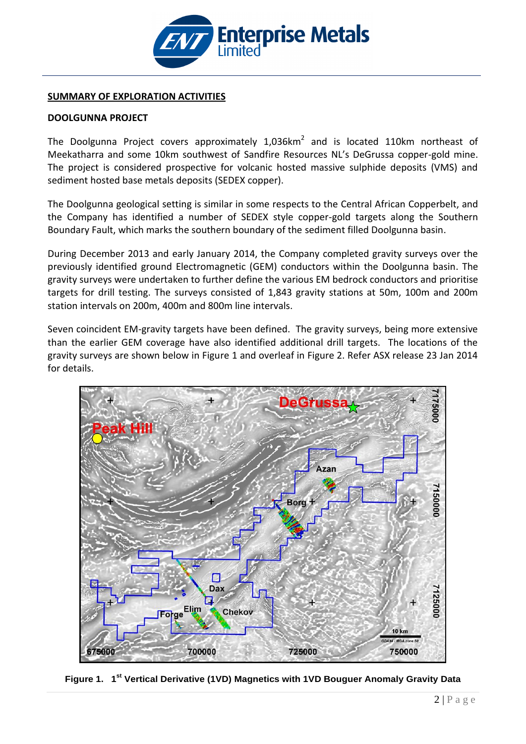## SUMMARY OF EXPLORATION ACTIVITIES

### DOOLGUNNA PROJECT

The Doolgunna Project covers approximately 1,036km$^2$ and is located 110km northeast of Meekatharra and some 10km southwest of Sandfire Resources NL's DeGrussa copper-gold mine. The project is considered prospective for volcanic hosted massive sulphide deposits (VMS) and sediment hosted base metals deposits (SEDEX copper).

The Doolgunna geological setting is similar in some respects to the Central African Copperbelt, and the Company has identified a number of SEDEX style copper-gold targets along the Southern Boundary Fault, which marks the southern boundary of the sediment filled Doolgunna basin.

During December 2013 and early January 2014, the Company completed gravity surveys over the previously identified ground Electromagnetic (GEM) conductors within the Doolgunna basin. The gravity surveys were undertaken to further define the various EM bedrock conductors and prioritise targets for drill testing. The surveys consisted of 1,843 gravity stations at 50m, 100m and 200m station intervals on 200m, 400m and 800m line intervals.

Seven coincident EM-gravity targets have been defined. The gravity surveys, being more extensive than the earlier GEM coverage have also identified additional drill targets. The locations of the gravity surveys are shown below in Figure 1 and overleaf in Figure 2. Refer ASX release 23 Jan 2014 for details.

DeGrussa
Peak Hill
Azan
Borg
Dax
Elim
Forge
Chekov
10 km
GDA94 / MGA zone 50
675000
700000
725000
750000
7175000
7150000
7125000

**Figure 1. 1st Vertical Derivative (1VD) Magnetics with 1VD Bouguer Anomaly Gravity Data**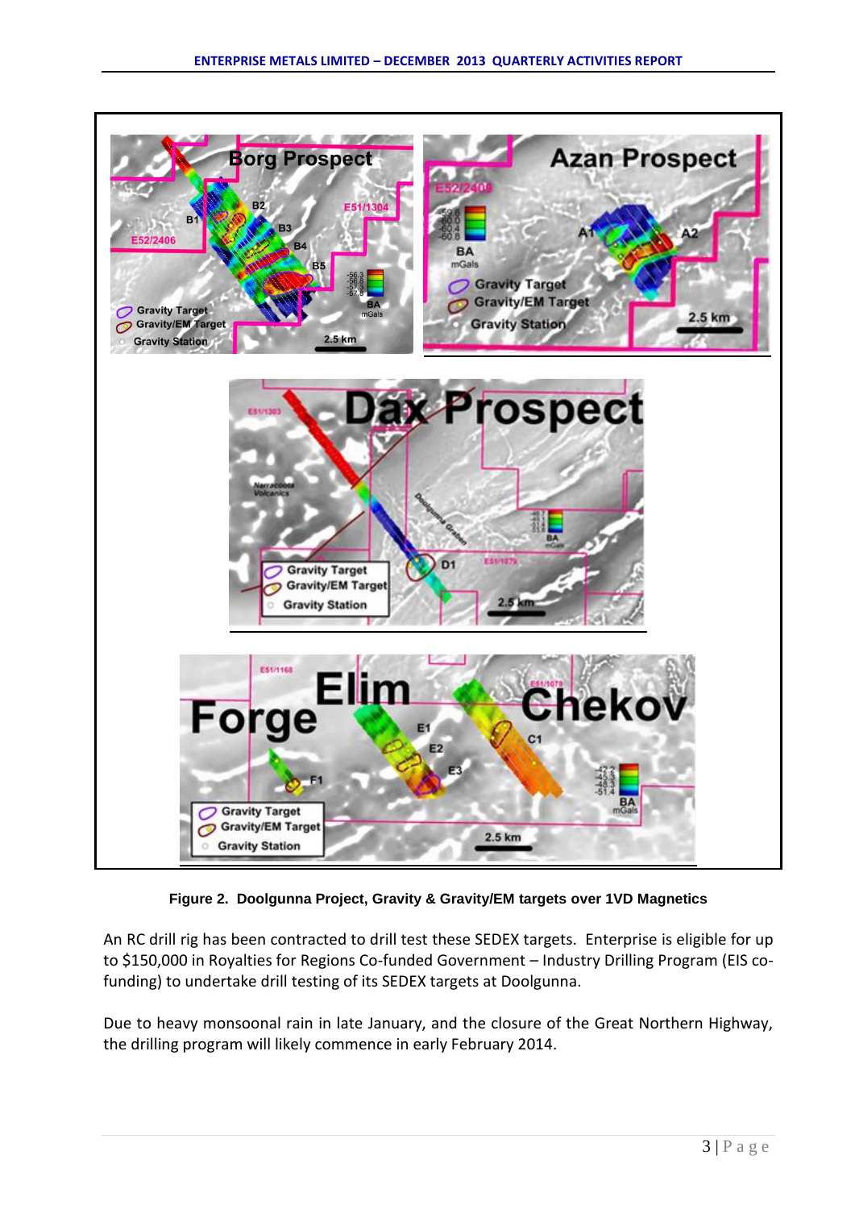Borg Prospect

B1

B2

B3

B4

B5

E51/1304

E52/2406

-56.3
-56.8
-57.3
-57.8

BA
mGals

Gravity Target
Gravity/EM Target
Gravity Station

2.5 km

Azan Prospect

E52/2409

-59.6
-60.0
-60.4
-60.8

BA
mGals

A1

A2

Gravity Target
Gravity/EM Target
Gravity Station

2.5 km

Dax Prospect

E51/1303

Narracoota Volcanics

Doolgunna Graben

D1

E51/1079

BA
mGals

Gravity Target
Gravity/EM Target
Gravity Station

2.5 km

E51/1168

Forge

Elim

E51/1079

Chekov

F1

E1

E2

E3

C1

-42.2
-45.3
-48.3
-51.4

BA
mGals

Gravity Target
Gravity/EM Target
Gravity Station

2.5 km

**Figure 2. Doolgunna Project, Gravity & Gravity/EM targets over 1VD Magnetics**

An RC drill rig has been contracted to drill test these SEDEX targets. Enterprise is eligible for up to $150,000 in Royalties for Regions Co-funded Government – Industry Drilling Program (EIS co-funding) to undertake drill testing of its SEDEX targets at Doolgunna.

Due to heavy monsoonal rain in late January, and the closure of the Great Northern Highway, the drilling program will likely commence in early February 2014.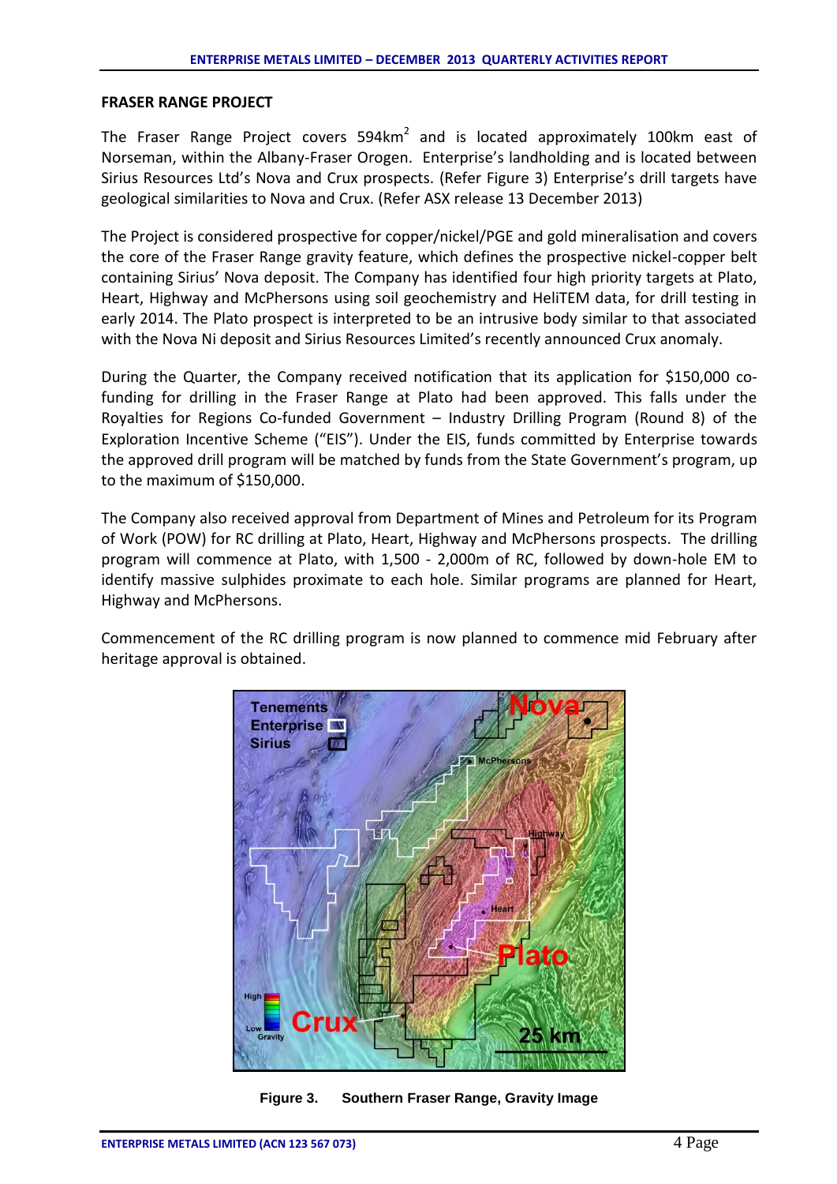## FRASER RANGE PROJECT

The Fraser Range Project covers 594km$^2$ and is located approximately 100km east of Norseman, within the Albany-Fraser Orogen. Enterprise's landholding and is located between Sirius Resources Ltd's Nova and Crux prospects. (Refer Figure 3) Enterprise's drill targets have geological similarities to Nova and Crux. (Refer ASX release 13 December 2013)

The Project is considered prospective for copper/nickel/PGE and gold mineralisation and covers the core of the Fraser Range gravity feature, which defines the prospective nickel-copper belt containing Sirius' Nova deposit. The Company has identified four high priority targets at Plato, Heart, Highway and McPhersons using soil geochemistry and HeliTEM data, for drill testing in early 2014. The Plato prospect is interpreted to be an intrusive body similar to that associated with the Nova Ni deposit and Sirius Resources Limited's recently announced Crux anomaly.

During the Quarter, the Company received notification that its application for $150,000 co-funding for drilling in the Fraser Range at Plato had been approved. This falls under the Royalties for Regions Co-funded Government – Industry Drilling Program (Round 8) of the Exploration Incentive Scheme ("EIS"). Under the EIS, funds committed by Enterprise towards the approved drill program will be matched by funds from the State Government's program, up to the maximum of $150,000.

The Company also received approval from Department of Mines and Petroleum for its Program of Work (POW) for RC drilling at Plato, Heart, Highway and McPhersons prospects. The drilling program will commence at Plato, with 1,500 - 2,000m of RC, followed by down-hole EM to identify massive sulphides proximate to each hole. Similar programs are planned for Heart, Highway and McPhersons.

Commencement of the RC drilling program is now planned to commence mid February after heritage approval is obtained.

**Figure 3. Southern Fraser Range, Gravity Image**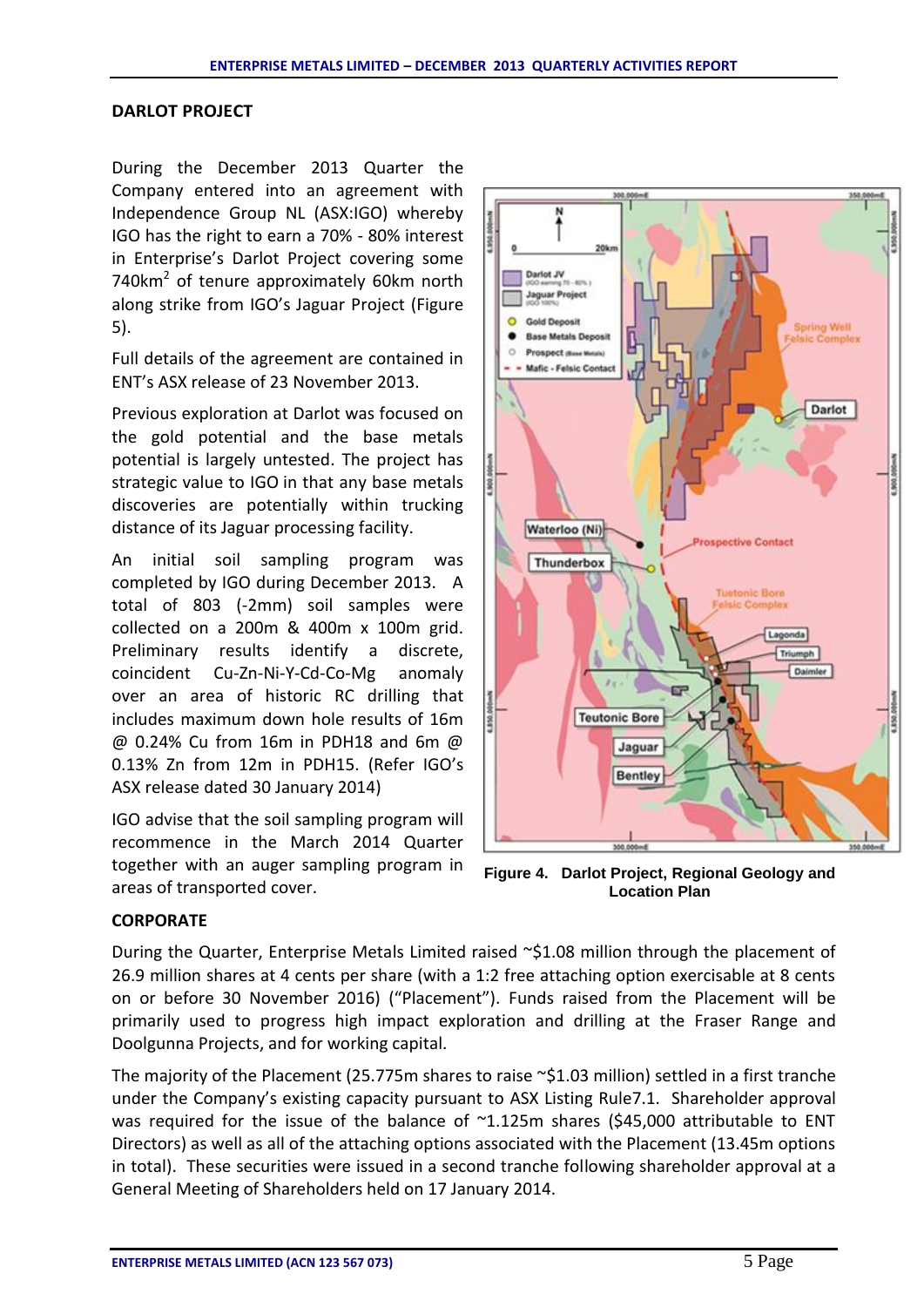## DARLOT PROJECT

During the December 2013 Quarter the Company entered into an agreement with Independence Group NL (ASX:IGO) whereby IGO has the right to earn a 70% - 80% interest in Enterprise's Darlot Project covering some 740km$^2$ of tenure approximately 60km north along strike from IGO's Jaguar Project (Figure 5).

Full details of the agreement are contained in ENT's ASX release of 23 November 2013.

Previous exploration at Darlot was focused on the gold potential and the base metals potential is largely untested. The project has strategic value to IGO in that any base metals discoveries are potentially within trucking distance of its Jaguar processing facility.

An initial soil sampling program was completed by IGO during December 2013. A total of 803 (-2mm) soil samples were collected on a 200m & 400m x 100m grid. Preliminary results identify a discrete, coincident Cu-Zn-Ni-Y-Cd-Co-Mg anomaly over an area of historic RC drilling that includes maximum down hole results of 16m @ 0.24% Cu from 16m in PDH18 and 6m @ 0.13% Zn from 12m in PDH15. (Refer IGO's ASX release dated 30 January 2014)

IGO advise that the soil sampling program will recommence in the March 2014 Quarter together with an auger sampling program in areas of transported cover.

Figure 4. Darlot Project, Regional Geology and Location Plan

## CORPORATE

During the Quarter, Enterprise Metals Limited raised ~$1.08 million through the placement of 26.9 million shares at 4 cents per share (with a 1:2 free attaching option exercisable at 8 cents on or before 30 November 2016) ("Placement"). Funds raised from the Placement will be primarily used to progress high impact exploration and drilling at the Fraser Range and Doolgunna Projects, and for working capital.

The majority of the Placement (25.775m shares to raise ~$1.03 million) settled in a first tranche under the Company's existing capacity pursuant to ASX Listing Rule7.1. Shareholder approval was required for the issue of the balance of ~1.125m shares ($45,000 attributable to ENT Directors) as well as all of the attaching options associated with the Placement (13.45m options in total). These securities were issued in a second tranche following shareholder approval at a General Meeting of Shareholders held on 17 January 2014.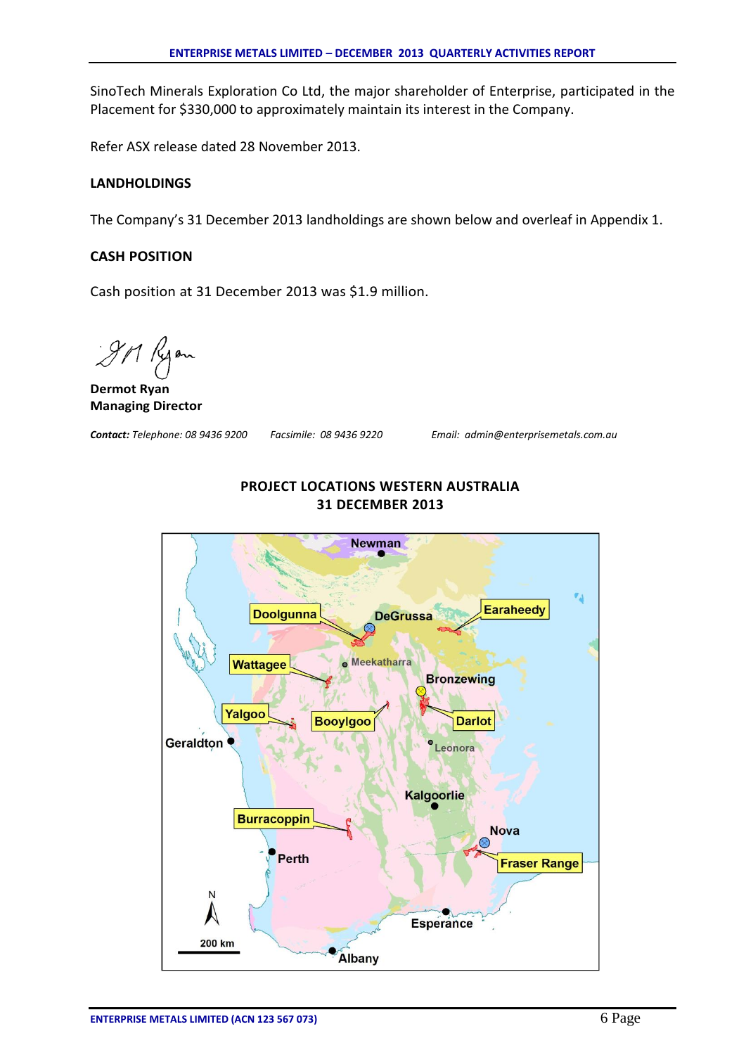SinoTech Minerals Exploration Co Ltd, the major shareholder of Enterprise, participated in the Placement for $330,000 to approximately maintain its interest in the Company.

Refer ASX release dated 28 November 2013.

## LANDHOLDINGS

The Company's 31 December 2013 landholdings are shown below and overleaf in Appendix 1.

## CASH POSITION

Cash position at 31 December 2013 was $1.9 million.

**Dermot Ryan**
**Managing Director**

***Contact:*** *Telephone: 08 9436 9200* *Facsimile: 08 9436 9220* *Email: admin@enterprisemetals.com.au*

**PROJECT LOCATIONS WESTERN AUSTRALIA**
**31 DECEMBER 2013**

Newman
Doolgunna
DeGrussa
Earaheedy
Wattage
Meekatharra
Bronzewing
Yalgoo
Booylgoo
Darlot
Geraldton
Leonora
Kalgoorlie
Burracoppin
Nova
Perth
Fraser Range
N
200 km
Esperance
Albany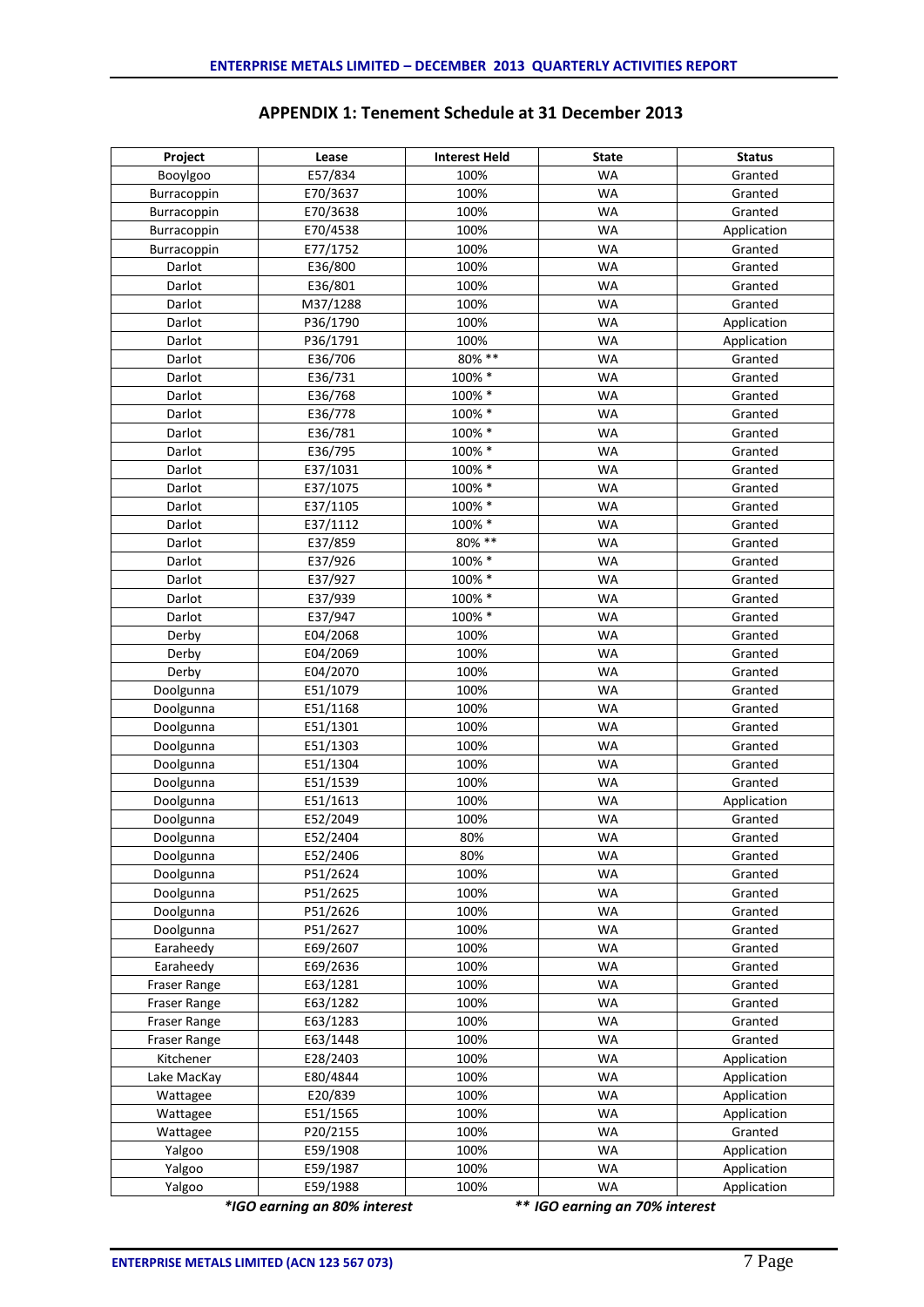## APPENDIX 1: Tenement Schedule at 31 December 2013

| Project | Lease | Interest Held | State | Status |
|---|---|---|---|---|
| Booylgoo | E57/834 | 100% | WA | Granted |
| Burracoppin | E70/3637 | 100% | WA | Granted |
| Burracoppin | E70/3638 | 100% | WA | Granted |
| Burracoppin | E70/4538 | 100% | WA | Application |
| Burracoppin | E77/1752 | 100% | WA | Granted |
| Darlot | E36/800 | 100% | WA | Granted |
| Darlot | E36/801 | 100% | WA | Granted |
| Darlot | M37/1288 | 100% | WA | Granted |
| Darlot | P36/1790 | 100% | WA | Application |
| Darlot | P36/1791 | 100% | WA | Application |
| Darlot | E36/706 | 80% ** | WA | Granted |
| Darlot | E36/731 | 100% * | WA | Granted |
| Darlot | E36/768 | 100% * | WA | Granted |
| Darlot | E36/778 | 100% * | WA | Granted |
| Darlot | E36/781 | 100% * | WA | Granted |
| Darlot | E36/795 | 100% * | WA | Granted |
| Darlot | E37/1031 | 100% * | WA | Granted |
| Darlot | E37/1075 | 100% * | WA | Granted |
| Darlot | E37/1105 | 100% * | WA | Granted |
| Darlot | E37/1112 | 100% * | WA | Granted |
| Darlot | E37/859 | 80% ** | WA | Granted |
| Darlot | E37/926 | 100% * | WA | Granted |
| Darlot | E37/927 | 100% * | WA | Granted |
| Darlot | E37/939 | 100% * | WA | Granted |
| Darlot | E37/947 | 100% * | WA | Granted |
| Derby | E04/2068 | 100% | WA | Granted |
| Derby | E04/2069 | 100% | WA | Granted |
| Derby | E04/2070 | 100% | WA | Granted |
| Doolgunna | E51/1079 | 100% | WA | Granted |
| Doolgunna | E51/1168 | 100% | WA | Granted |
| Doolgunna | E51/1301 | 100% | WA | Granted |
| Doolgunna | E51/1303 | 100% | WA | Granted |
| Doolgunna | E51/1304 | 100% | WA | Granted |
| Doolgunna | E51/1539 | 100% | WA | Granted |
| Doolgunna | E51/1613 | 100% | WA | Application |
| Doolgunna | E52/2049 | 100% | WA | Granted |
| Doolgunna | E52/2404 | 80% | WA | Granted |
| Doolgunna | E52/2406 | 80% | WA | Granted |
| Doolgunna | P51/2624 | 100% | WA | Granted |
| Doolgunna | P51/2625 | 100% | WA | Granted |
| Doolgunna | P51/2626 | 100% | WA | Granted |
| Doolgunna | P51/2627 | 100% | WA | Granted |
| Earaheedy | E69/2607 | 100% | WA | Granted |
| Earaheedy | E69/2636 | 100% | WA | Granted |
| Fraser Range | E63/1281 | 100% | WA | Granted |
| Fraser Range | E63/1282 | 100% | WA | Granted |
| Fraser Range | E63/1283 | 100% | WA | Granted |
| Fraser Range | E63/1448 | 100% | WA | Granted |
| Kitchener | E28/2403 | 100% | WA | Application |
| Lake MacKay | E80/4844 | 100% | WA | Application |
| Wattagee | E20/839 | 100% | WA | Application |
| Wattagee | E51/1565 | 100% | WA | Application |
| Wattagee | P20/2155 | 100% | WA | Granted |
| Yalgoo | E59/1908 | 100% | WA | Application |
| Yalgoo | E59/1987 | 100% | WA | Application |
| Yalgoo | E59/1988 | 100% | WA | Application |

*\*IGO earning an 80% interest*

*\*\* IGO earning an 70% interest*